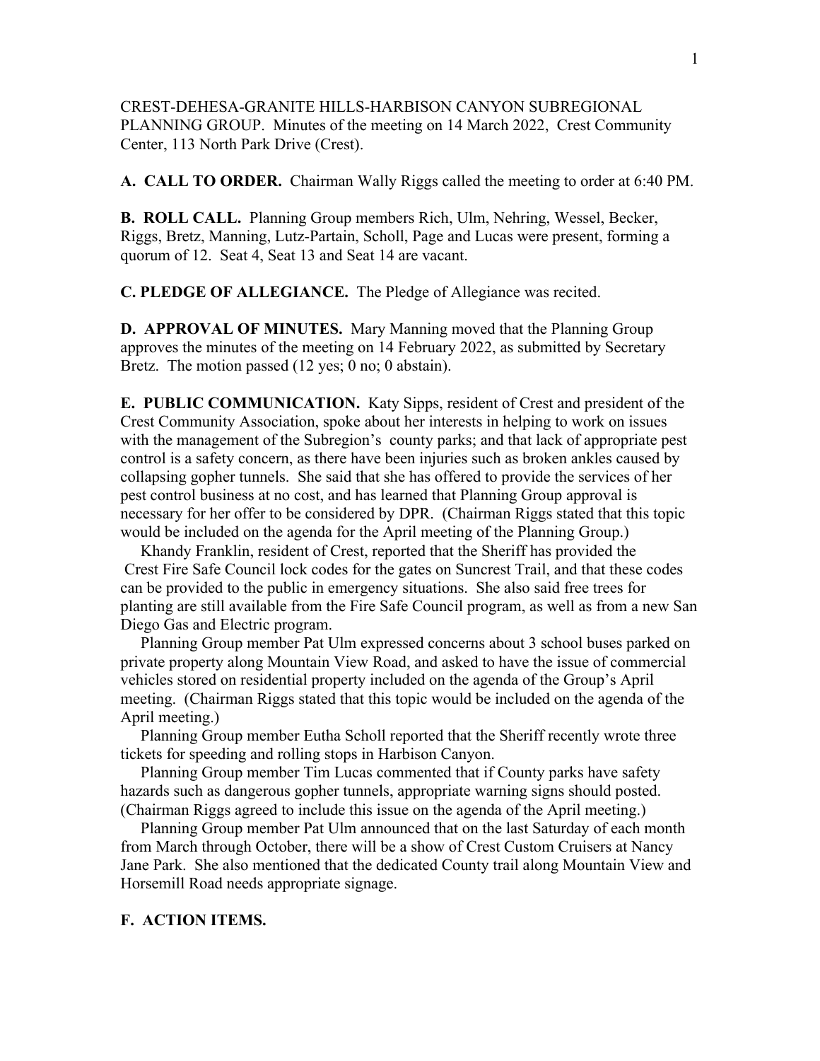CREST-DEHESA-GRANITE HILLS-HARBISON CANYON SUBREGIONAL PLANNING GROUP. Minutes of the meeting on 14 March 2022, Crest Community Center, 113 North Park Drive (Crest).

**A. CALL TO ORDER.** Chairman Wally Riggs called the meeting to order at 6:40 PM.

**B. ROLL CALL.** Planning Group members Rich, Ulm, Nehring, Wessel, Becker, Riggs, Bretz, Manning, Lutz-Partain, Scholl, Page and Lucas were present, forming a quorum of 12. Seat 4, Seat 13 and Seat 14 are vacant.

**C. PLEDGE OF ALLEGIANCE.** The Pledge of Allegiance was recited.

**D. APPROVAL OF MINUTES.** Mary Manning moved that the Planning Group approves the minutes of the meeting on 14 February 2022, as submitted by Secretary Bretz. The motion passed (12 yes; 0 no; 0 abstain).

**E. PUBLIC COMMUNICATION.** Katy Sipps, resident of Crest and president of the Crest Community Association, spoke about her interests in helping to work on issues with the management of the Subregion's county parks; and that lack of appropriate pest control is a safety concern, as there have been injuries such as broken ankles caused by collapsing gopher tunnels. She said that she has offered to provide the services of her pest control business at no cost, and has learned that Planning Group approval is necessary for her offer to be considered by DPR. (Chairman Riggs stated that this topic would be included on the agenda for the April meeting of the Planning Group.)

Khandy Franklin, resident of Crest, reported that the Sheriff has provided the Crest Fire Safe Council lock codes for the gates on Suncrest Trail, and that these codes can be provided to the public in emergency situations. She also said free trees for planting are still available from the Fire Safe Council program, as well as from a new San Diego Gas and Electric program.

Planning Group member Pat Ulm expressed concerns about 3 school buses parked on private property along Mountain View Road, and asked to have the issue of commercial vehicles stored on residential property included on the agenda of the Group's April meeting. (Chairman Riggs stated that this topic would be included on the agenda of the April meeting.)

Planning Group member Eutha Scholl reported that the Sheriff recently wrote three tickets for speeding and rolling stops in Harbison Canyon.

Planning Group member Tim Lucas commented that if County parks have safety hazards such as dangerous gopher tunnels, appropriate warning signs should posted. (Chairman Riggs agreed to include this issue on the agenda of the April meeting.)

Planning Group member Pat Ulm announced that on the last Saturday of each month from March through October, there will be a show of Crest Custom Cruisers at Nancy Jane Park. She also mentioned that the dedicated County trail along Mountain View and Horsemill Road needs appropriate signage.

**F. ACTION ITEMS.**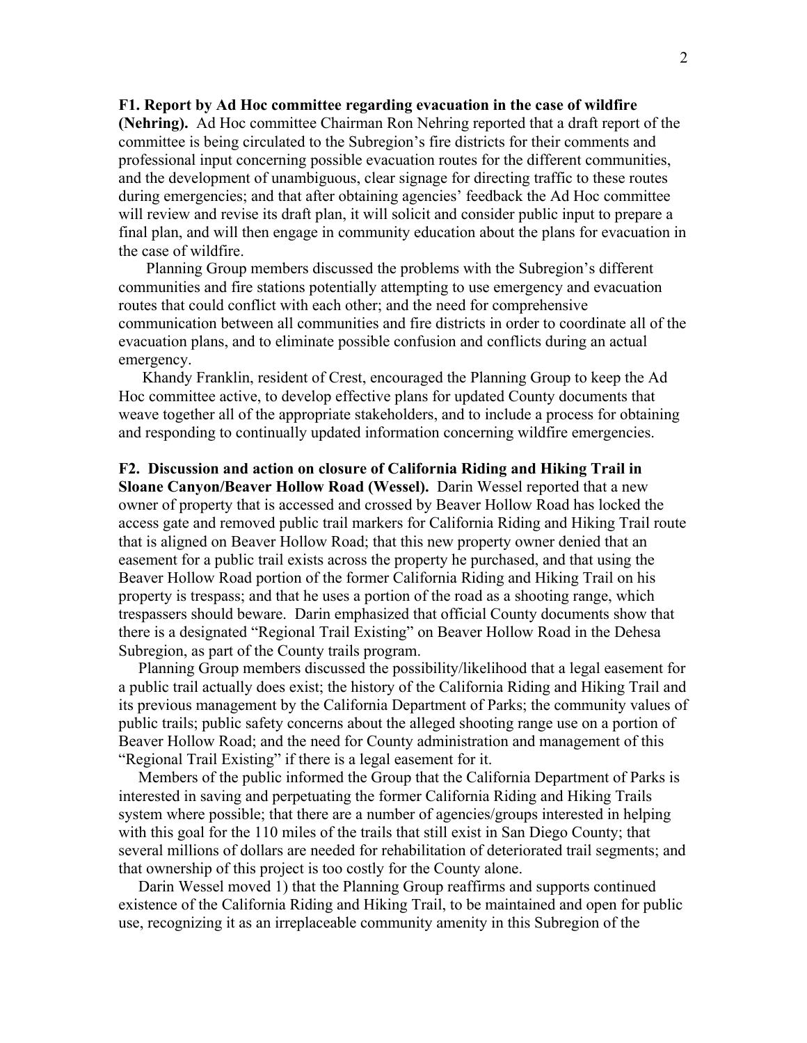**F1. Report by Ad Hoc committee regarding evacuation in the case of wildfire (Nehring).** Ad Hoc committee Chairman Ron Nehring reported that a draft report of the committee is being circulated to the Subregion's fire districts for their comments and professional input concerning possible evacuation routes for the different communities, and the development of unambiguous, clear signage for directing traffic to these routes during emergencies; and that after obtaining agencies' feedback the Ad Hoc committee will review and revise its draft plan, it will solicit and consider public input to prepare a final plan, and will then engage in community education about the plans for evacuation in the case of wildfire.

Planning Group members discussed the problems with the Subregion's different communities and fire stations potentially attempting to use emergency and evacuation routes that could conflict with each other; and the need for comprehensive communication between all communities and fire districts in order to coordinate all of the evacuation plans, and to eliminate possible confusion and conflicts during an actual emergency.

Khandy Franklin, resident of Crest, encouraged the Planning Group to keep the Ad Hoc committee active, to develop effective plans for updated County documents that weave together all of the appropriate stakeholders, and to include a process for obtaining and responding to continually updated information concerning wildfire emergencies.

**F2. Discussion and action on closure of California Riding and Hiking Trail in Sloane Canyon/Beaver Hollow Road (Wessel).** Darin Wessel reported that a new owner of property that is accessed and crossed by Beaver Hollow Road has locked the access gate and removed public trail markers for California Riding and Hiking Trail route that is aligned on Beaver Hollow Road; that this new property owner denied that an easement for a public trail exists across the property he purchased, and that using the Beaver Hollow Road portion of the former California Riding and Hiking Trail on his property is trespass; and that he uses a portion of the road as a shooting range, which trespassers should beware. Darin emphasized that official County documents show that there is a designated "Regional Trail Existing" on Beaver Hollow Road in the Dehesa Subregion, as part of the County trails program.

Planning Group members discussed the possibility/likelihood that a legal easement for a public trail actually does exist; the history of the California Riding and Hiking Trail and its previous management by the California Department of Parks; the community values of public trails; public safety concerns about the alleged shooting range use on a portion of Beaver Hollow Road; and the need for County administration and management of this "Regional Trail Existing" if there is a legal easement for it.

Members of the public informed the Group that the California Department of Parks is interested in saving and perpetuating the former California Riding and Hiking Trails system where possible; that there are a number of agencies/groups interested in helping with this goal for the 110 miles of the trails that still exist in San Diego County; that several millions of dollars are needed for rehabilitation of deteriorated trail segments; and that ownership of this project is too costly for the County alone.

Darin Wessel moved 1) that the Planning Group reaffirms and supports continued existence of the California Riding and Hiking Trail, to be maintained and open for public use, recognizing it as an irreplaceable community amenity in this Subregion of the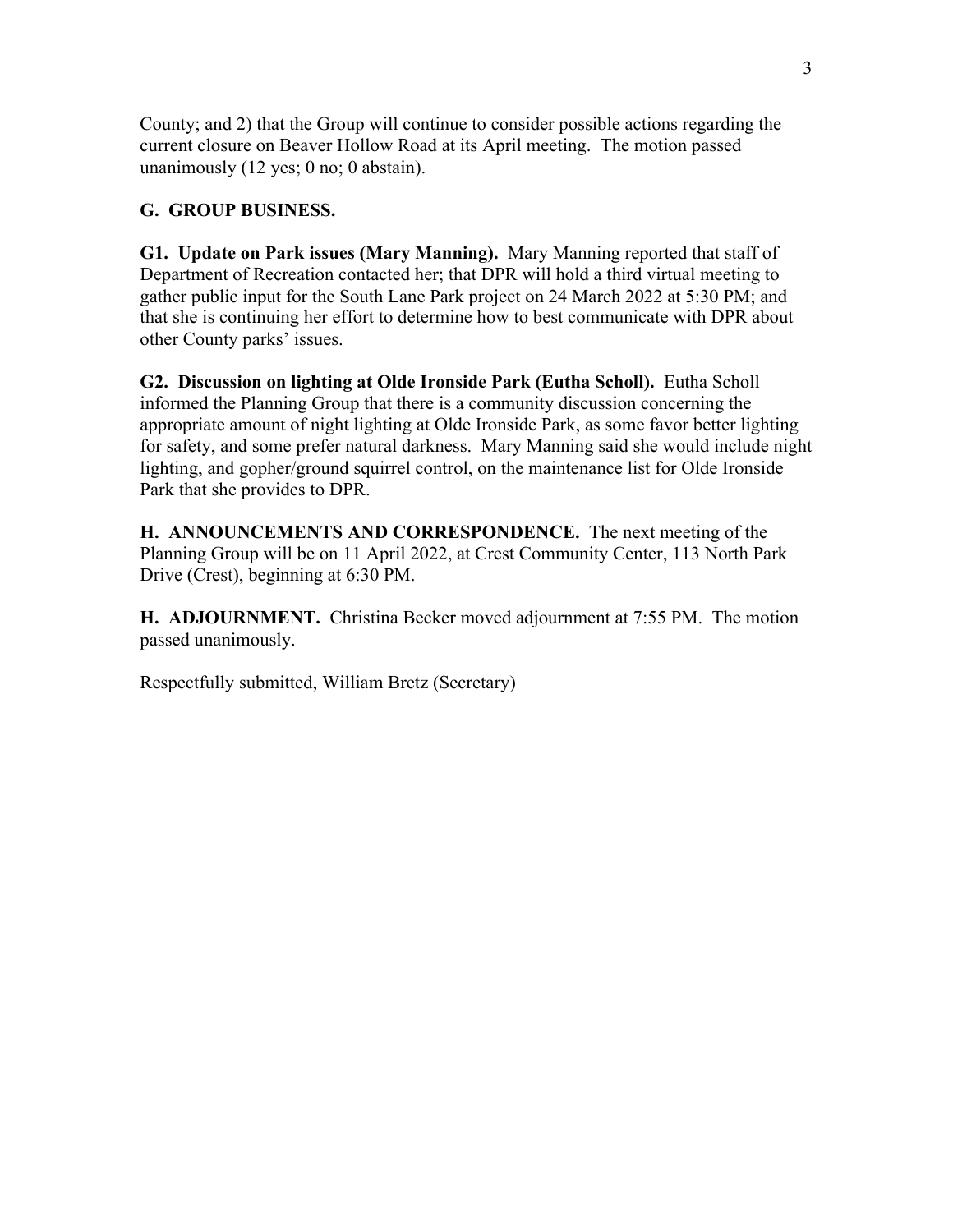County; and 2) that the Group will continue to consider possible actions regarding the current closure on Beaver Hollow Road at its April meeting. The motion passed unanimously (12 yes; 0 no; 0 abstain).

**G. GROUP BUSINESS.**

**G1. Update on Park issues (Mary Manning).** Mary Manning reported that staff of Department of Recreation contacted her; that DPR will hold a third virtual meeting to gather public input for the South Lane Park project on 24 March 2022 at 5:30 PM; and that she is continuing her effort to determine how to best communicate with DPR about other County parks' issues.

**G2. Discussion on lighting at Olde Ironside Park (Eutha Scholl).** Eutha Scholl informed the Planning Group that there is a community discussion concerning the appropriate amount of night lighting at Olde Ironside Park, as some favor better lighting for safety, and some prefer natural darkness. Mary Manning said she would include night lighting, and gopher/ground squirrel control, on the maintenance list for Olde Ironside Park that she provides to DPR.

**H. ANNOUNCEMENTS AND CORRESPONDENCE.** The next meeting of the Planning Group will be on 11 April 2022, at Crest Community Center, 113 North Park Drive (Crest), beginning at 6:30 PM.

**H. ADJOURNMENT.** Christina Becker moved adjournment at 7:55 PM. The motion passed unanimously.

Respectfully submitted, William Bretz (Secretary)